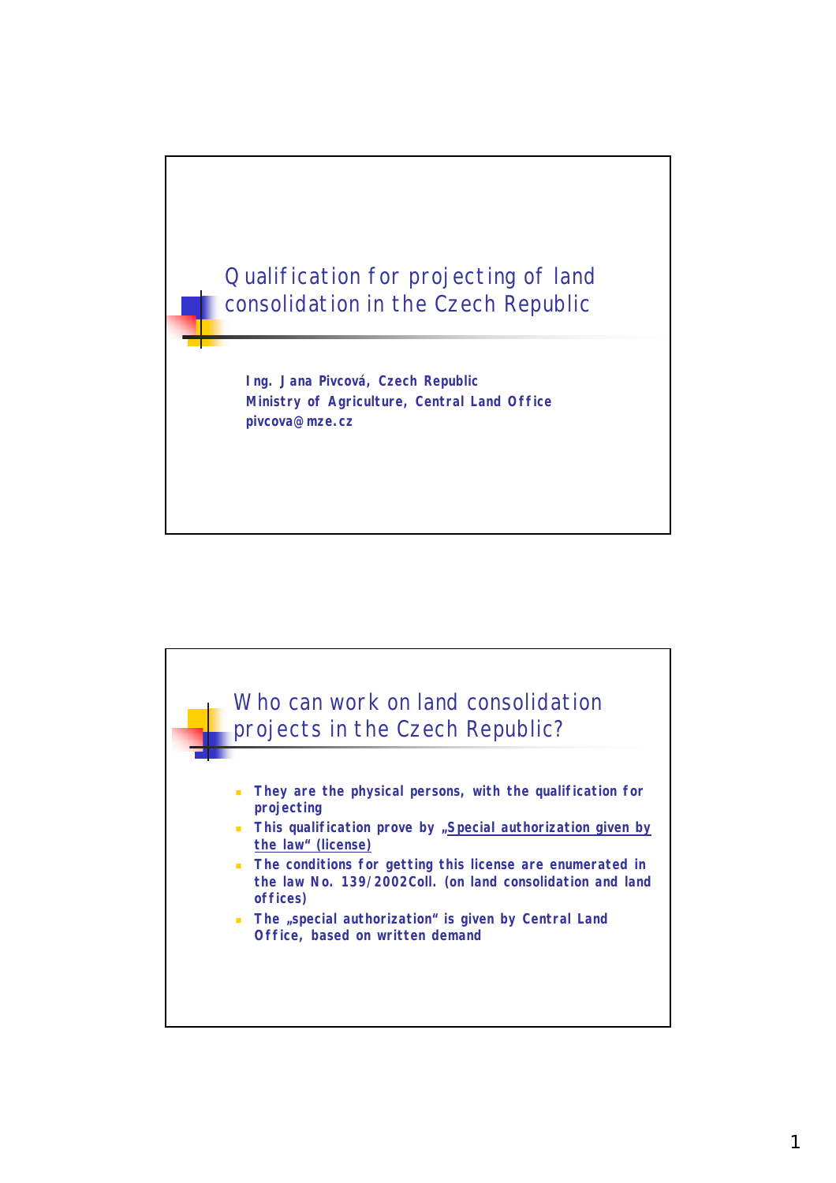# Qualification for projecting of land consolidation in the Czech Republic

**Ing. Jana Pivcová, Czech Republic**
**Ministry of Agriculture, Central Land Office**
**pivcova@mze.cz**

## Who can work on land consolidation projects in the Czech Republic?

- **They are the physical persons, with the qualification for projecting**
- **This qualification prove by „Special authorization given by the law" (license)**
- **The conditions for getting this license are enumerated in the law No. 139/2002Coll. (on land consolidation and land offices)**
- **The „special authorization" is given by Central Land Office, based on written demand**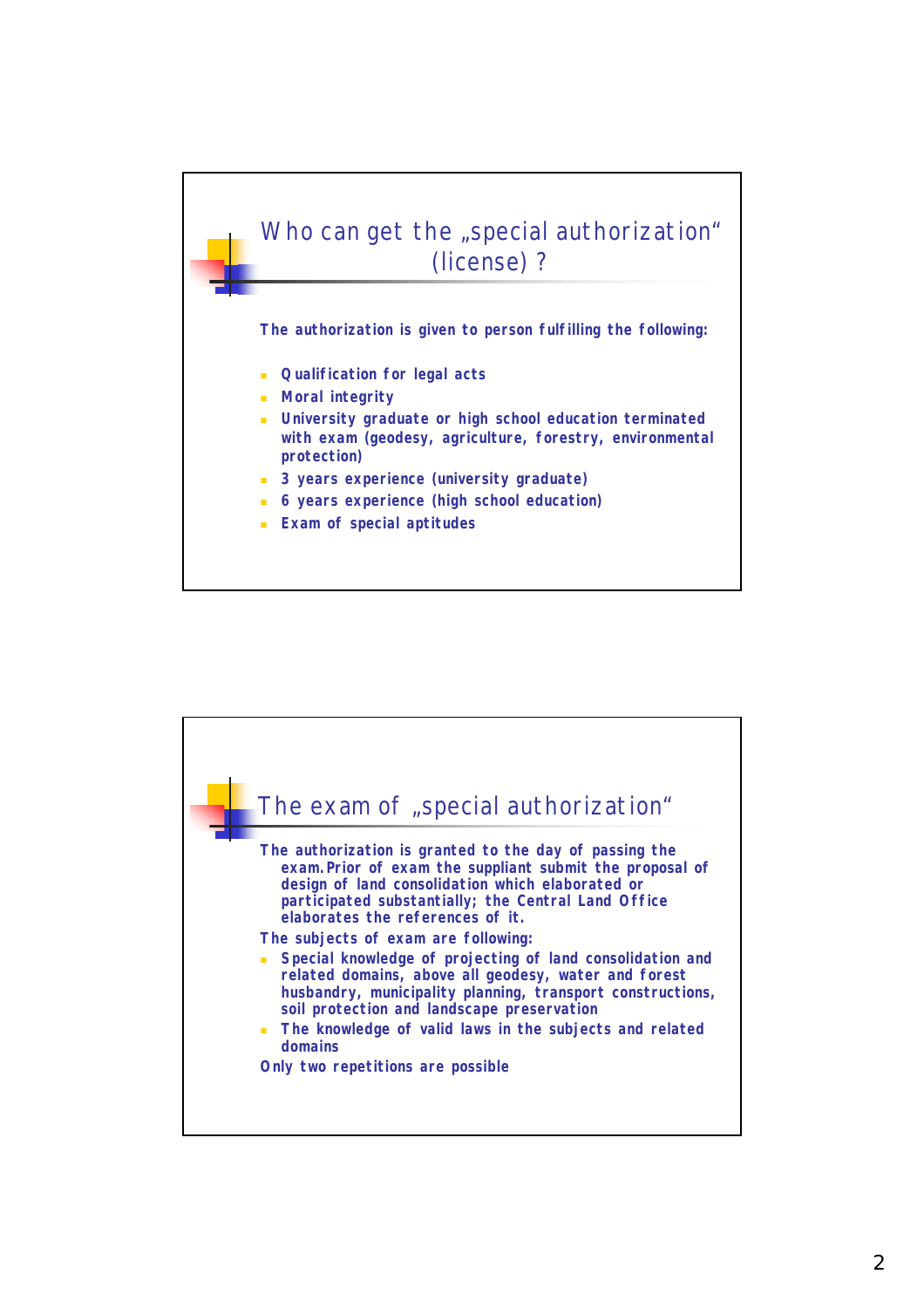## Who can get the „special authorization“ (license) ?

**The authorization is given to person fulfilling the following:**

- **Qualification for legal acts**
- **Moral integrity**
- **University graduate or high school education terminated with exam (geodesy, agriculture, forestry, environmental protection)**
- **3 years experience (university graduate)**
- **6 years experience (high school education)**
- **Exam of special aptitudes**

## The exam of „special authorization“

**The authorization is granted to the day of passing the exam. Prior of exam the suppliant submit the proposal of design of land consolidation which elaborated or participated substantially; the Central Land Office elaborates the references of it.**

**The subjects of exam are following:**

- **Special knowledge of projecting of land consolidation and related domains, above all geodesy, water and forest husbandry, municipality planning, transport constructions, soil protection and landscape preservation**
- **The knowledge of valid laws in the subjects and related domains**

**Only two repetitions are possible**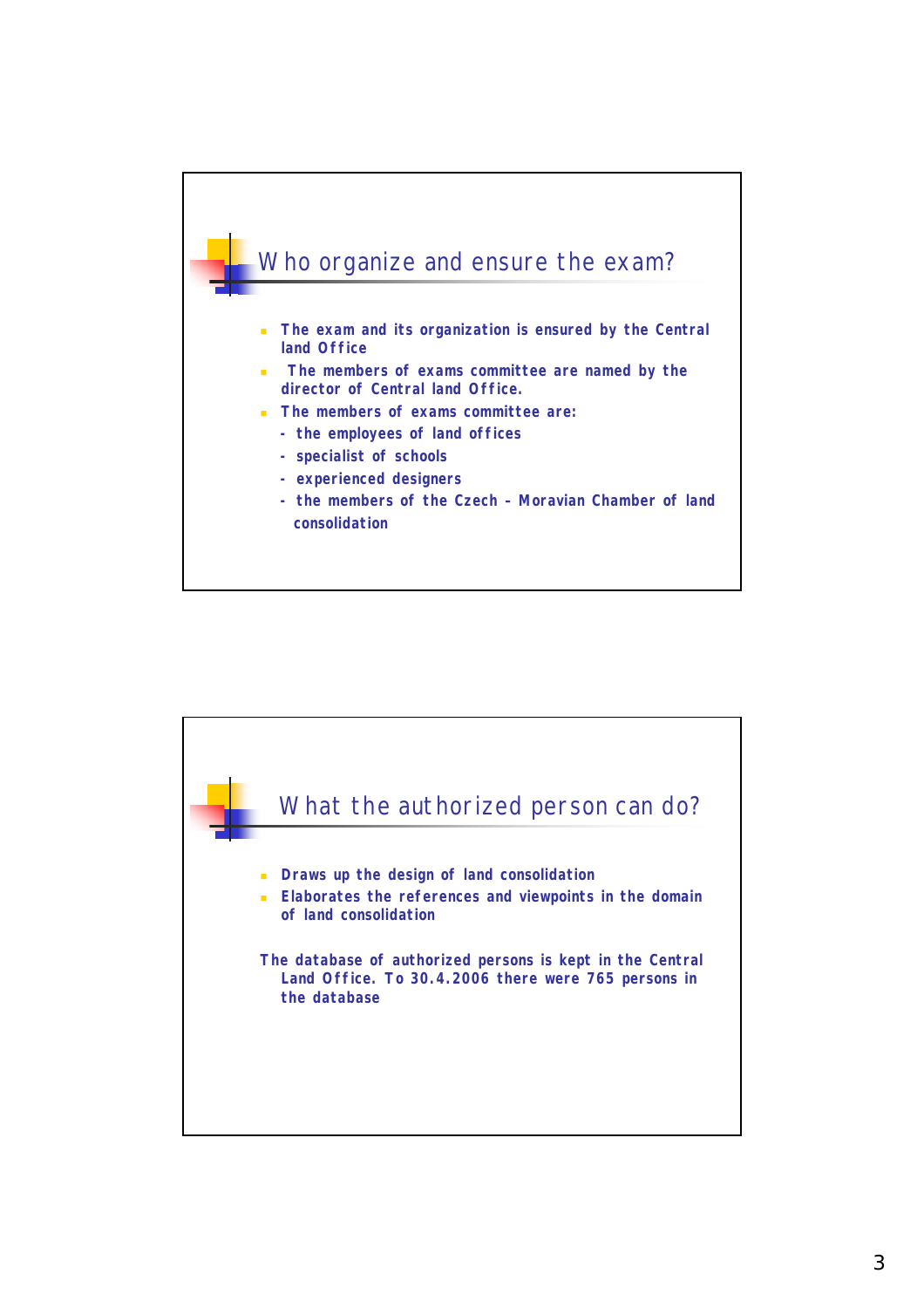## Who organize and ensure the exam?

- The exam and its organization is ensured by the Central land Office
- The members of exams committee are named by the director of Central land Office.
- The members of exams committee are:
  - the employees of land offices
  - specialist of schools
  - experienced designers
  - the members of the Czech - Moravian Chamber of land consolidation

## What the authorized person can do?

- Draws up the design of land consolidation
- Elaborates the references and viewpoints in the domain of land consolidation

The database of authorized persons is kept in the Central Land Office. To 30.4.2006 there were 765 persons in the database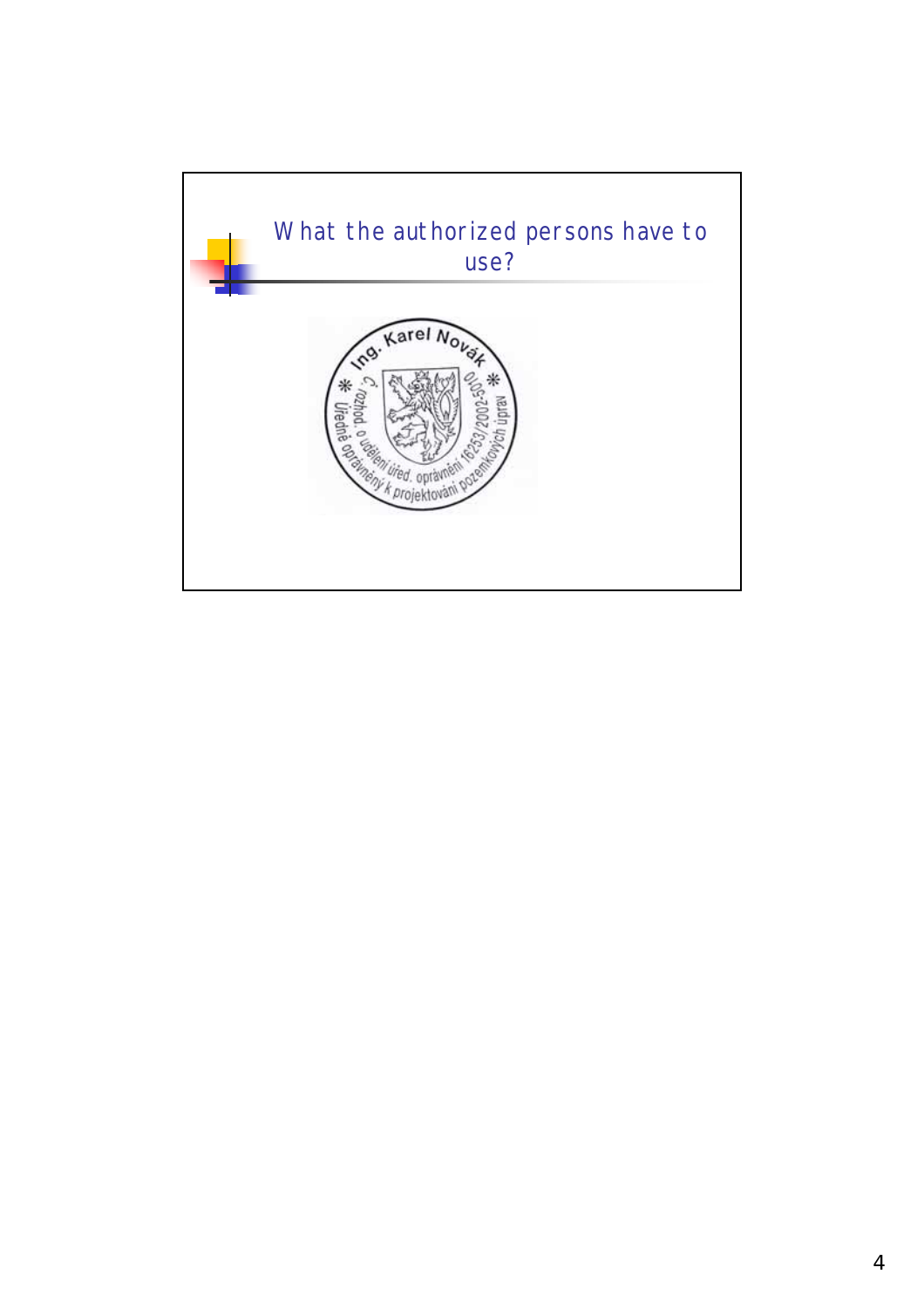## What the authorized persons have to use?

Ing. Karel Novák

Č. rozhod. o udělení úřed. oprávnění 16253/2002-5010

Úředně oprávněný k projektování pozemkových úprav